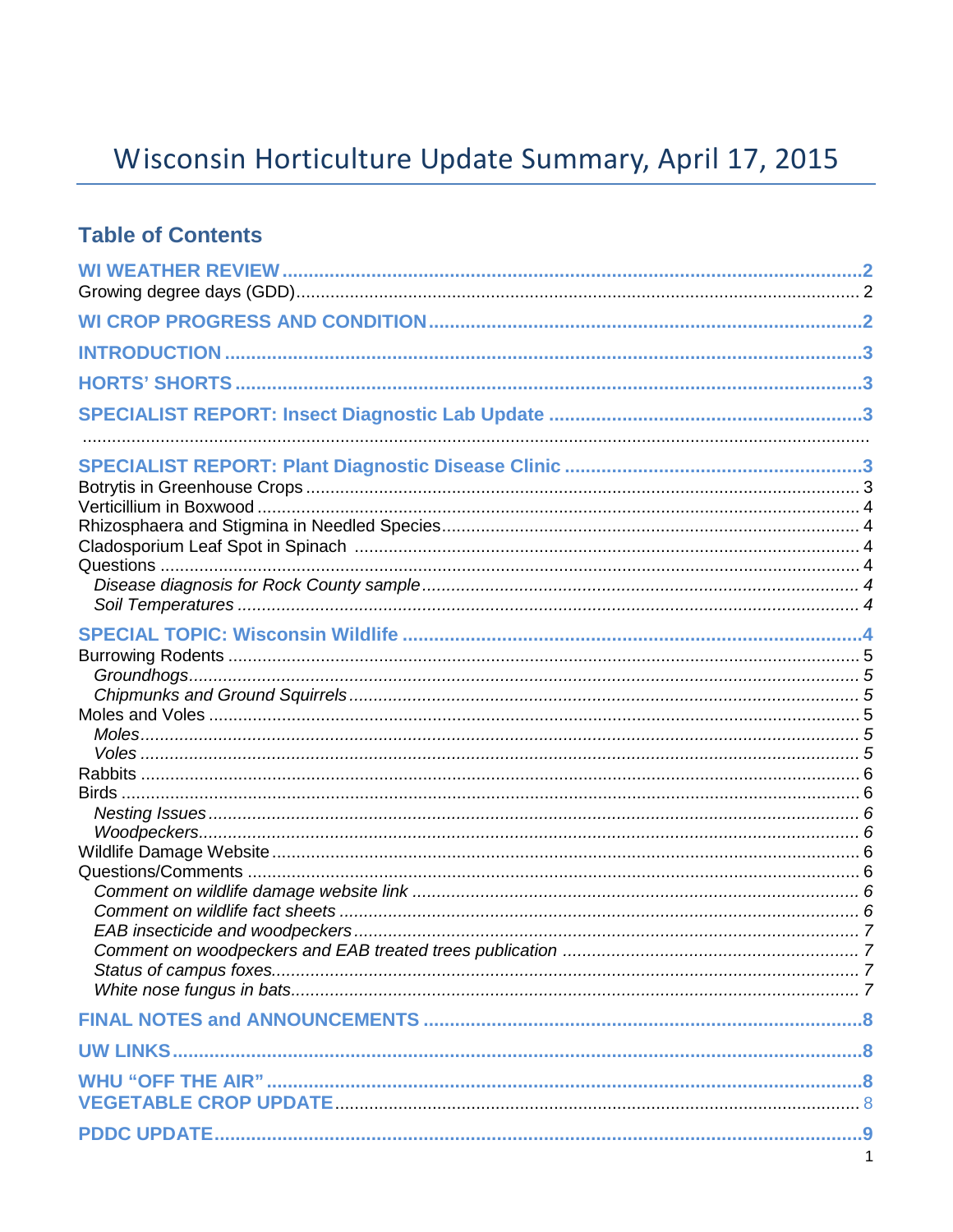# Wisconsin Horticulture Update Summary, April 17, 2015

## Table of Contents

**WI WEATHER REVIEW** .......... 2
Growing degree days (GDD) .......... 2

**WI CROP PROGRESS AND CONDITION** .......... 2

**INTRODUCTION** .......... 3

**HORTS' SHORTS** .......... 3

**SPECIALIST REPORT: Insect Diagnostic Lab Update** .......... 3

**SPECIALIST REPORT: Plant Diagnostic Disease Clinic** .......... 3
Botrytis in Greenhouse Crops .......... 3
Verticillium in Boxwood .......... 4
Rhizosphaera and Stigmina in Needled Species .......... 4
Cladosporium Leaf Spot in Spinach .......... 4
Questions .......... 4
- *Disease diagnosis for Rock County sample* .......... 4
- *Soil Temperatures* .......... 4

**SPECIAL TOPIC: Wisconsin Wildlife** .......... 4
Burrowing Rodents .......... 5
- *Groundhogs* .......... 5
- *Chipmunks and Ground Squirrels* .......... 5

Moles and Voles .......... 5
- *Moles* .......... 5
- *Voles* .......... 5

Rabbits .......... 6
Birds .......... 6
- *Nesting Issues* .......... 6
- *Woodpeckers* .......... 6

Wildlife Damage Website .......... 6
Questions/Comments .......... 6
- *Comment on wildlife damage website link* .......... 6
- *Comment on wildlife fact sheets* .......... 6
- *EAB insecticide and woodpeckers* .......... 7
- *Comment on woodpeckers and EAB treated trees publication* .......... 7
- *Status of campus foxes* .......... 7
- *White nose fungus in bats* .......... 7

**FINAL NOTES and ANNOUNCEMENTS** .......... 8

**UW LINKS** .......... 8

**WHU "OFF THE AIR"** .......... 8
**VEGETABLE CROP UPDATE** .......... 8

**PDDC UPDATE** .......... 9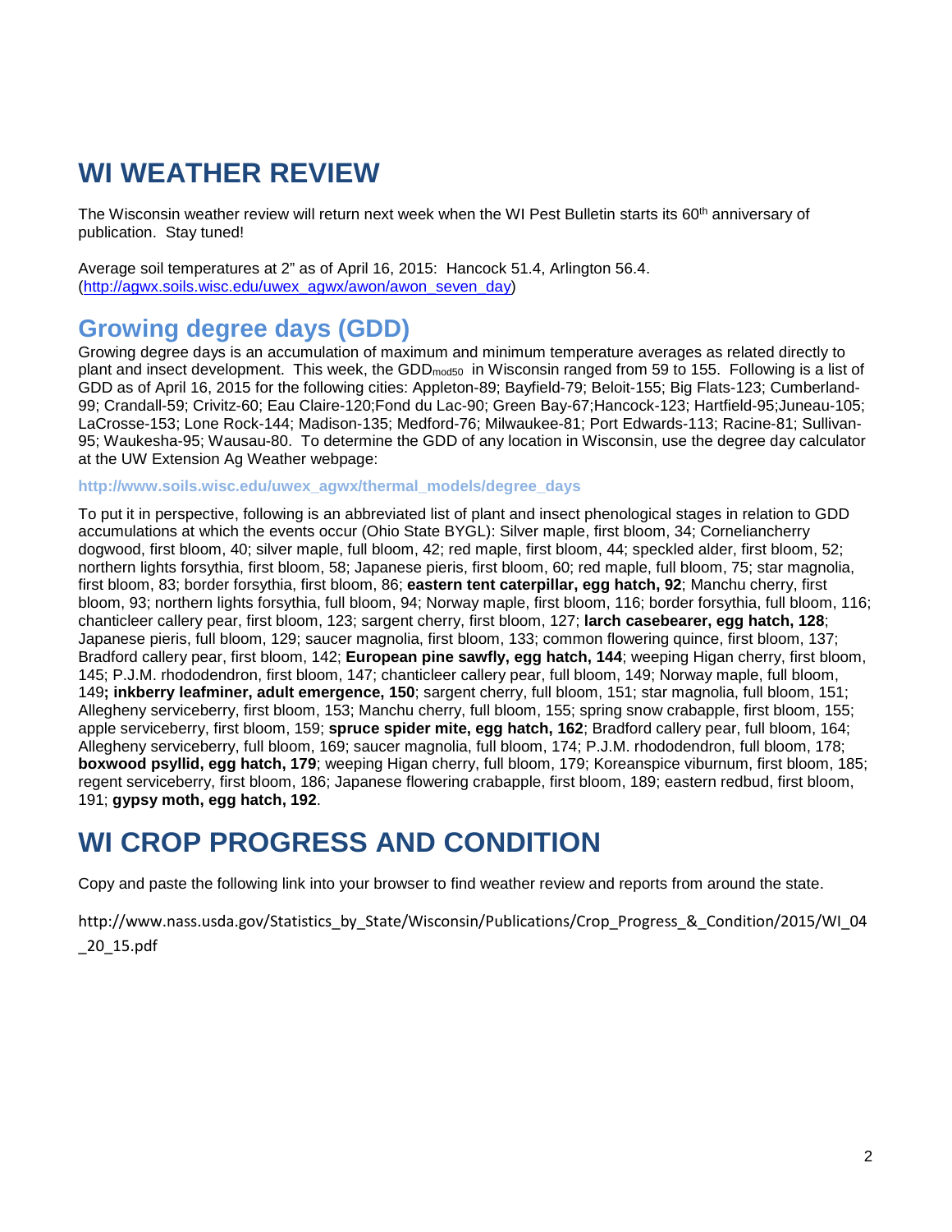# WI WEATHER REVIEW

The Wisconsin weather review will return next week when the WI Pest Bulletin starts its 60th anniversary of publication. Stay tuned!

Average soil temperatures at 2" as of April 16, 2015: Hancock 51.4, Arlington 56.4. (http://agwx.soils.wisc.edu/uwex_agwx/awon/awon_seven_day)

## Growing degree days (GDD)

Growing degree days is an accumulation of maximum and minimum temperature averages as related directly to plant and insect development. This week, the $GDD_{mod50}$ in Wisconsin ranged from 59 to 155. Following is a list of GDD as of April 16, 2015 for the following cities: Appleton-89; Bayfield-79; Beloit-155; Big Flats-123; Cumberland-99; Crandall-59; Crivitz-60; Eau Claire-120;Fond du Lac-90; Green Bay-67;Hancock-123; Hartfield-95;Juneau-105; LaCrosse-153; Lone Rock-144; Madison-135; Medford-76; Milwaukee-81; Port Edwards-113; Racine-81; Sullivan-95; Waukesha-95; Wausau-80. To determine the GDD of any location in Wisconsin, use the degree day calculator at the UW Extension Ag Weather webpage:

http://www.soils.wisc.edu/uwex_agwx/thermal_models/degree_days

To put it in perspective, following is an abbreviated list of plant and insect phenological stages in relation to GDD accumulations at which the events occur (Ohio State BYGL): Silver maple, first bloom, 34; Cornelianchery dogwood, first bloom, 40; silver maple, full bloom, 42; red maple, first bloom, 44; speckled alder, first bloom, 52; northern lights forsythia, first bloom, 58; Japanese pieris, first bloom, 60; red maple, full bloom, 75; star magnolia, first bloom, 83; border forsythia, first bloom, 86; **eastern tent caterpillar, egg hatch, 92**; Manchu cherry, first bloom, 93; northern lights forsythia, full bloom, 94; Norway maple, first bloom, 116; border forsythia, full bloom, 116; chanticleer callery pear, first bloom, 123; sargent cherry, first bloom, 127; **larch casebearer, egg hatch, 128**; Japanese pieris, full bloom, 129; saucer magnolia, first bloom, 133; common flowering quince, first bloom, 137; Bradford callery pear, first bloom, 142; **European pine sawfly, egg hatch, 144**; weeping Higan cherry, first bloom, 145; P.J.M. rhododendron, first bloom, 147; chanticleer callery pear, full bloom, 149; Norway maple, full bloom, 149**; inkberry leafminer, adult emergence, 150**; sargent cherry, full bloom, 151; star magnolia, full bloom, 151; Allegheny serviceberry, first bloom, 153; Manchu cherry, full bloom, 155; spring snow crabapple, first bloom, 155; apple serviceberry, first bloom, 159; **spruce spider mite, egg hatch, 162**; Bradford callery pear, full bloom, 164; Allegheny serviceberry, full bloom, 169; saucer magnolia, full bloom, 174; P.J.M. rhododendron, full bloom, 178; **boxwood psyllid, egg hatch, 179**; weeping Higan cherry, full bloom, 179; Koreanspice viburnum, first bloom, 185; regent serviceberry, first bloom, 186; Japanese flowering crabapple, first bloom, 189; eastern redbud, first bloom, 191; **gypsy moth, egg hatch, 192**.

# WI CROP PROGRESS AND CONDITION

Copy and paste the following link into your browser to find weather review and reports from around the state.

http://www.nass.usda.gov/Statistics_by_State/Wisconsin/Publications/Crop_Progress_&_Condition/2015/WI_04_20_15.pdf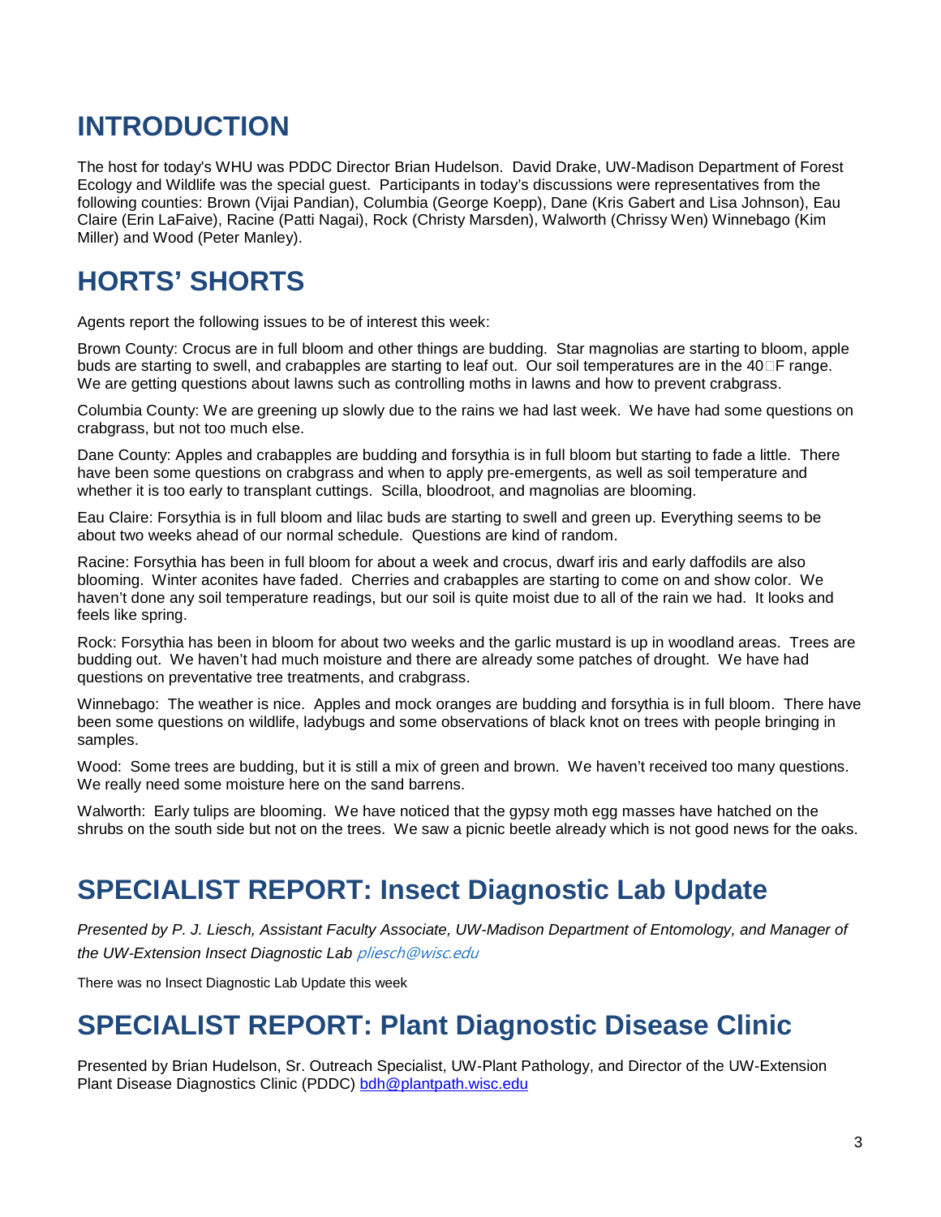# INTRODUCTION

The host for today's WHU was PDDC Director Brian Hudelson. David Drake, UW-Madison Department of Forest Ecology and Wildlife was the special guest. Participants in today's discussions were representatives from the following counties: Brown (Vijai Pandian), Columbia (George Koepp), Dane (Kris Gabert and Lisa Johnson), Eau Claire (Erin LaFaive), Racine (Patti Nagai), Rock (Christy Marsden), Walworth (Chrissy Wen) Winnebago (Kim Miller) and Wood (Peter Manley).

# HORTS' SHORTS

Agents report the following issues to be of interest this week:

Brown County: Crocus are in full bloom and other things are budding. Star magnolias are starting to bloom, apple buds are starting to swell, and crabapples are starting to leaf out. Our soil temperatures are in the 40°F range. We are getting questions about lawns such as controlling moths in lawns and how to prevent crabgrass.

Columbia County: We are greening up slowly due to the rains we had last week. We have had some questions on crabgrass, but not too much else.

Dane County: Apples and crabapples are budding and forsythia is in full bloom but starting to fade a little. There have been some questions on crabgrass and when to apply pre-emergents, as well as soil temperature and whether it is too early to transplant cuttings. Scilla, bloodroot, and magnolias are blooming.

Eau Claire: Forsythia is in full bloom and lilac buds are starting to swell and green up. Everything seems to be about two weeks ahead of our normal schedule. Questions are kind of random.

Racine: Forsythia has been in full bloom for about a week and crocus, dwarf iris and early daffodils are also blooming. Winter aconites have faded. Cherries and crabapples are starting to come on and show color. We haven't done any soil temperature readings, but our soil is quite moist due to all of the rain we had. It looks and feels like spring.

Rock: Forsythia has been in bloom for about two weeks and the garlic mustard is up in woodland areas. Trees are budding out. We haven't had much moisture and there are already some patches of drought. We have had questions on preventative tree treatments, and crabgrass.

Winnebago: The weather is nice. Apples and mock oranges are budding and forsythia is in full bloom. There have been some questions on wildlife, ladybugs and some observations of black knot on trees with people bringing in samples.

Wood: Some trees are budding, but it is still a mix of green and brown. We haven't received too many questions. We really need some moisture here on the sand barrens.

Walworth: Early tulips are blooming. We have noticed that the gypsy moth egg masses have hatched on the shrubs on the south side but not on the trees. We saw a picnic beetle already which is not good news for the oaks.

# SPECIALIST REPORT: Insect Diagnostic Lab Update

*Presented by P. J. Liesch, Assistant Faculty Associate, UW-Madison Department of Entomology, and Manager of the UW-Extension Insect Diagnostic Lab pliesch@wisc.edu*

There was no Insect Diagnostic Lab Update this week

# SPECIALIST REPORT: Plant Diagnostic Disease Clinic

Presented by Brian Hudelson, Sr. Outreach Specialist, UW-Plant Pathology, and Director of the UW-Extension Plant Disease Diagnostics Clinic (PDDC) bdh@plantpath.wisc.edu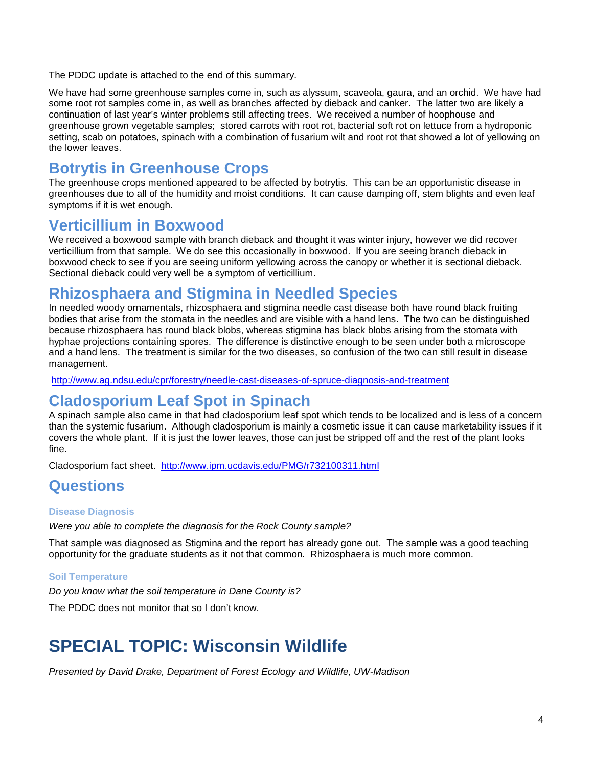The PDDC update is attached to the end of this summary.

We have had some greenhouse samples come in, such as alyssum, scaveola, gaura, and an orchid. We have had some root rot samples come in, as well as branches affected by dieback and canker. The latter two are likely a continuation of last year's winter problems still affecting trees. We received a number of hoophouse and greenhouse grown vegetable samples; stored carrots with root rot, bacterial soft rot on lettuce from a hydroponic setting, scab on potatoes, spinach with a combination of fusarium wilt and root rot that showed a lot of yellowing on the lower leaves.

## Botrytis in Greenhouse Crops

The greenhouse crops mentioned appeared to be affected by botrytis. This can be an opportunistic disease in greenhouses due to all of the humidity and moist conditions. It can cause damping off, stem blights and even leaf symptoms if it is wet enough.

## Verticillium in Boxwood

We received a boxwood sample with branch dieback and thought it was winter injury, however we did recover verticillium from that sample. We do see this occasionally in boxwood. If you are seeing branch dieback in boxwood check to see if you are seeing uniform yellowing across the canopy or whether it is sectional dieback. Sectional dieback could very well be a symptom of verticillium.

## Rhizosphaera and Stigmina in Needled Species

In needled woody ornamentals, rhizosphaera and stigmina needle cast disease both have round black fruiting bodies that arise from the stomata in the needles and are visible with a hand lens. The two can be distinguished because rhizosphaera has round black blobs, whereas stigmina has black blobs arising from the stomata with hyphae projections containing spores. The difference is distinctive enough to be seen under both a microscope and a hand lens. The treatment is similar for the two diseases, so confusion of the two can still result in disease management.

http://www.ag.ndsu.edu/cpr/forestry/needle-cast-diseases-of-spruce-diagnosis-and-treatment

## Cladosporium Leaf Spot in Spinach

A spinach sample also came in that had cladosporium leaf spot which tends to be localized and is less of a concern than the systemic fusarium. Although cladosporium is mainly a cosmetic issue it can cause marketability issues if it covers the whole plant. If it is just the lower leaves, those can just be stripped off and the rest of the plant looks fine.

Cladosporium fact sheet. http://www.ipm.ucdavis.edu/PMG/r732100311.html

## Questions

### Disease Diagnosis

*Were you able to complete the diagnosis for the Rock County sample?*

That sample was diagnosed as Stigmina and the report has already gone out. The sample was a good teaching opportunity for the graduate students as it not that common. Rhizosphaera is much more common.

### Soil Temperature

*Do you know what the soil temperature in Dane County is?*

The PDDC does not monitor that so I don't know.

# SPECIAL TOPIC: Wisconsin Wildlife

*Presented by David Drake, Department of Forest Ecology and Wildlife, UW-Madison*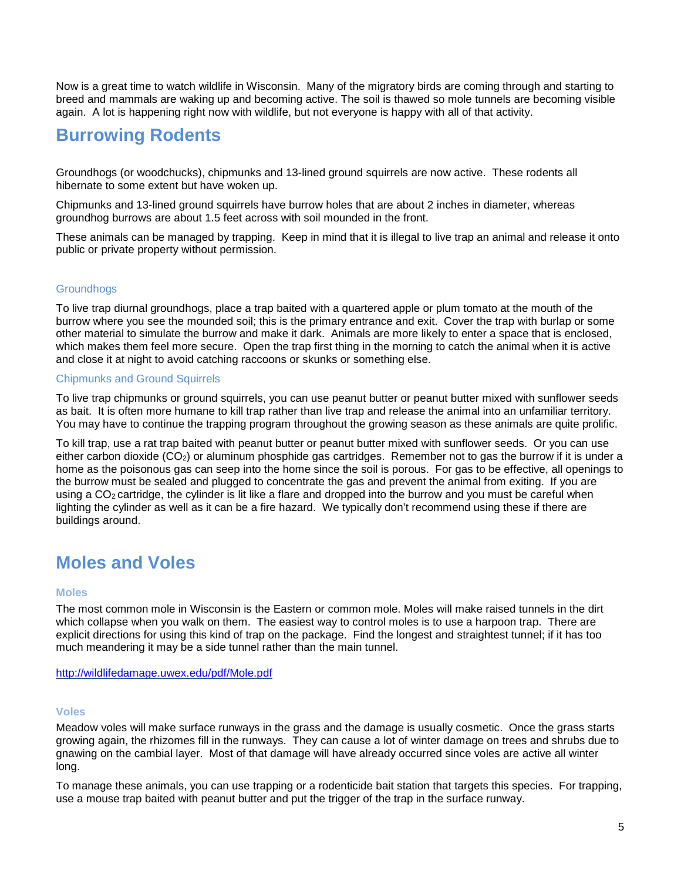Now is a great time to watch wildlife in Wisconsin. Many of the migratory birds are coming through and starting to breed and mammals are waking up and becoming active. The soil is thawed so mole tunnels are becoming visible again. A lot is happening right now with wildlife, but not everyone is happy with all of that activity.

## Burrowing Rodents

Groundhogs (or woodchucks), chipmunks and 13-lined ground squirrels are now active. These rodents all hibernate to some extent but have woken up.

Chipmunks and 13-lined ground squirrels have burrow holes that are about 2 inches in diameter, whereas groundhog burrows are about 1.5 feet across with soil mounded in the front.

These animals can be managed by trapping. Keep in mind that it is illegal to live trap an animal and release it onto public or private property without permission.

### Groundhogs

To live trap diurnal groundhogs, place a trap baited with a quartered apple or plum tomato at the mouth of the burrow where you see the mounded soil; this is the primary entrance and exit. Cover the trap with burlap or some other material to simulate the burrow and make it dark. Animals are more likely to enter a space that is enclosed, which makes them feel more secure. Open the trap first thing in the morning to catch the animal when it is active and close it at night to avoid catching raccoons or skunks or something else.

### Chipmunks and Ground Squirrels

To live trap chipmunks or ground squirrels, you can use peanut butter or peanut butter mixed with sunflower seeds as bait. It is often more humane to kill trap rather than live trap and release the animal into an unfamiliar territory. You may have to continue the trapping program throughout the growing season as these animals are quite prolific.

To kill trap, use a rat trap baited with peanut butter or peanut butter mixed with sunflower seeds. Or you can use either carbon dioxide ($CO_2$) or aluminum phosphide gas cartridges. Remember not to gas the burrow if it is under a home as the poisonous gas can seep into the home since the soil is porous. For gas to be effective, all openings to the burrow must be sealed and plugged to concentrate the gas and prevent the animal from exiting. If you are using a $CO_2$ cartridge, the cylinder is lit like a flare and dropped into the burrow and you must be careful when lighting the cylinder as well as it can be a fire hazard. We typically don't recommend using these if there are buildings around.

## Moles and Voles

### Moles

The most common mole in Wisconsin is the Eastern or common mole. Moles will make raised tunnels in the dirt which collapse when you walk on them. The easiest way to control moles is to use a harpoon trap. There are explicit directions for using this kind of trap on the package. Find the longest and straightest tunnel; if it has too much meandering it may be a side tunnel rather than the main tunnel.

http://wildlifedamage.uwex.edu/pdf/Mole.pdf

### Voles

Meadow voles will make surface runways in the grass and the damage is usually cosmetic. Once the grass starts growing again, the rhizomes fill in the runways. They can cause a lot of winter damage on trees and shrubs due to gnawing on the cambial layer. Most of that damage will have already occurred since voles are active all winter long.

To manage these animals, you can use trapping or a rodenticide bait station that targets this species. For trapping, use a mouse trap baited with peanut butter and put the trigger of the trap in the surface runway.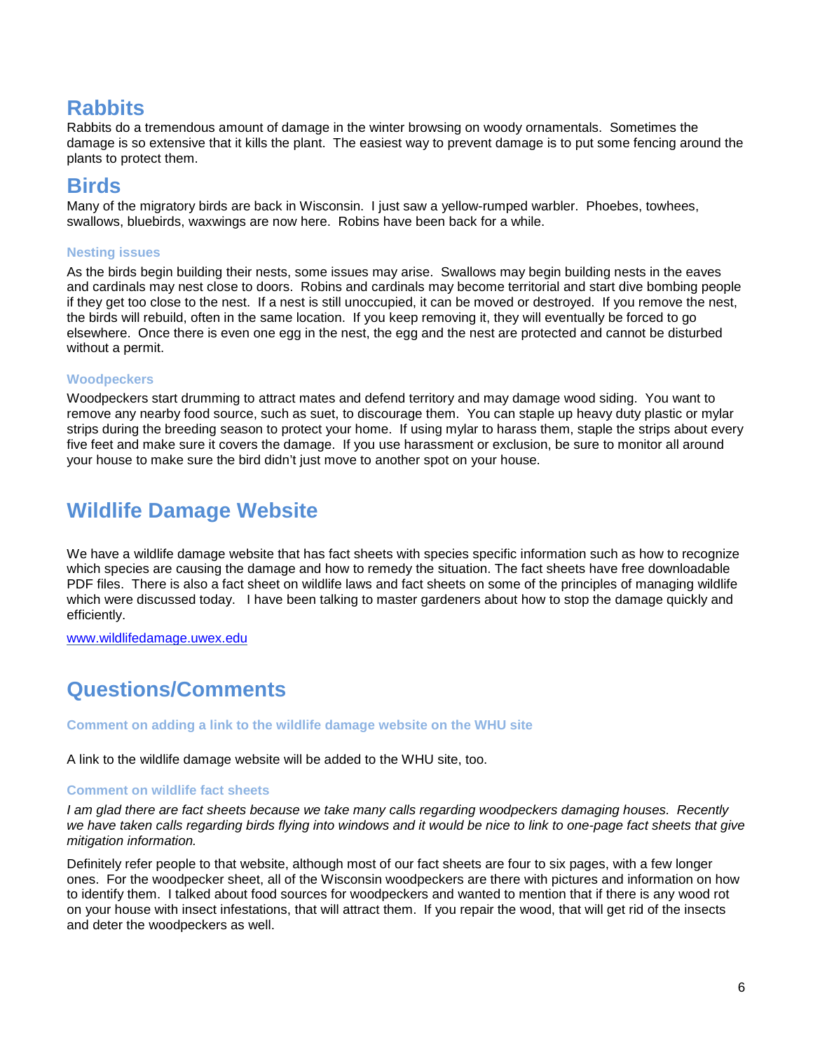## Rabbits

Rabbits do a tremendous amount of damage in the winter browsing on woody ornamentals. Sometimes the damage is so extensive that it kills the plant. The easiest way to prevent damage is to put some fencing around the plants to protect them.

## Birds

Many of the migratory birds are back in Wisconsin. I just saw a yellow-rumped warbler. Phoebes, towhees, swallows, bluebirds, waxwings are now here. Robins have been back for a while.

### Nesting issues

As the birds begin building their nests, some issues may arise. Swallows may begin building nests in the eaves and cardinals may nest close to doors. Robins and cardinals may become territorial and start dive bombing people if they get too close to the nest. If a nest is still unoccupied, it can be moved or destroyed. If you remove the nest, the birds will rebuild, often in the same location. If you keep removing it, they will eventually be forced to go elsewhere. Once there is even one egg in the nest, the egg and the nest are protected and cannot be disturbed without a permit.

### Woodpeckers

Woodpeckers start drumming to attract mates and defend territory and may damage wood siding. You want to remove any nearby food source, such as suet, to discourage them. You can staple up heavy duty plastic or mylar strips during the breeding season to protect your home. If using mylar to harass them, staple the strips about every five feet and make sure it covers the damage. If you use harassment or exclusion, be sure to monitor all around your house to make sure the bird didn't just move to another spot on your house.

## Wildlife Damage Website

We have a wildlife damage website that has fact sheets with species specific information such as how to recognize which species are causing the damage and how to remedy the situation. The fact sheets have free downloadable PDF files. There is also a fact sheet on wildlife laws and fact sheets on some of the principles of managing wildlife which were discussed today. I have been talking to master gardeners about how to stop the damage quickly and efficiently.

www.wildlifedamage.uwex.edu

## Questions/Comments

### Comment on adding a link to the wildlife damage website on the WHU site

A link to the wildlife damage website will be added to the WHU site, too.

### Comment on wildlife fact sheets

*I am glad there are fact sheets because we take many calls regarding woodpeckers damaging houses. Recently we have taken calls regarding birds flying into windows and it would be nice to link to one-page fact sheets that give mitigation information.*

Definitely refer people to that website, although most of our fact sheets are four to six pages, with a few longer ones. For the woodpecker sheet, all of the Wisconsin woodpeckers are there with pictures and information on how to identify them. I talked about food sources for woodpeckers and wanted to mention that if there is any wood rot on your house with insect infestations, that will attract them. If you repair the wood, that will get rid of the insects and deter the woodpeckers as well.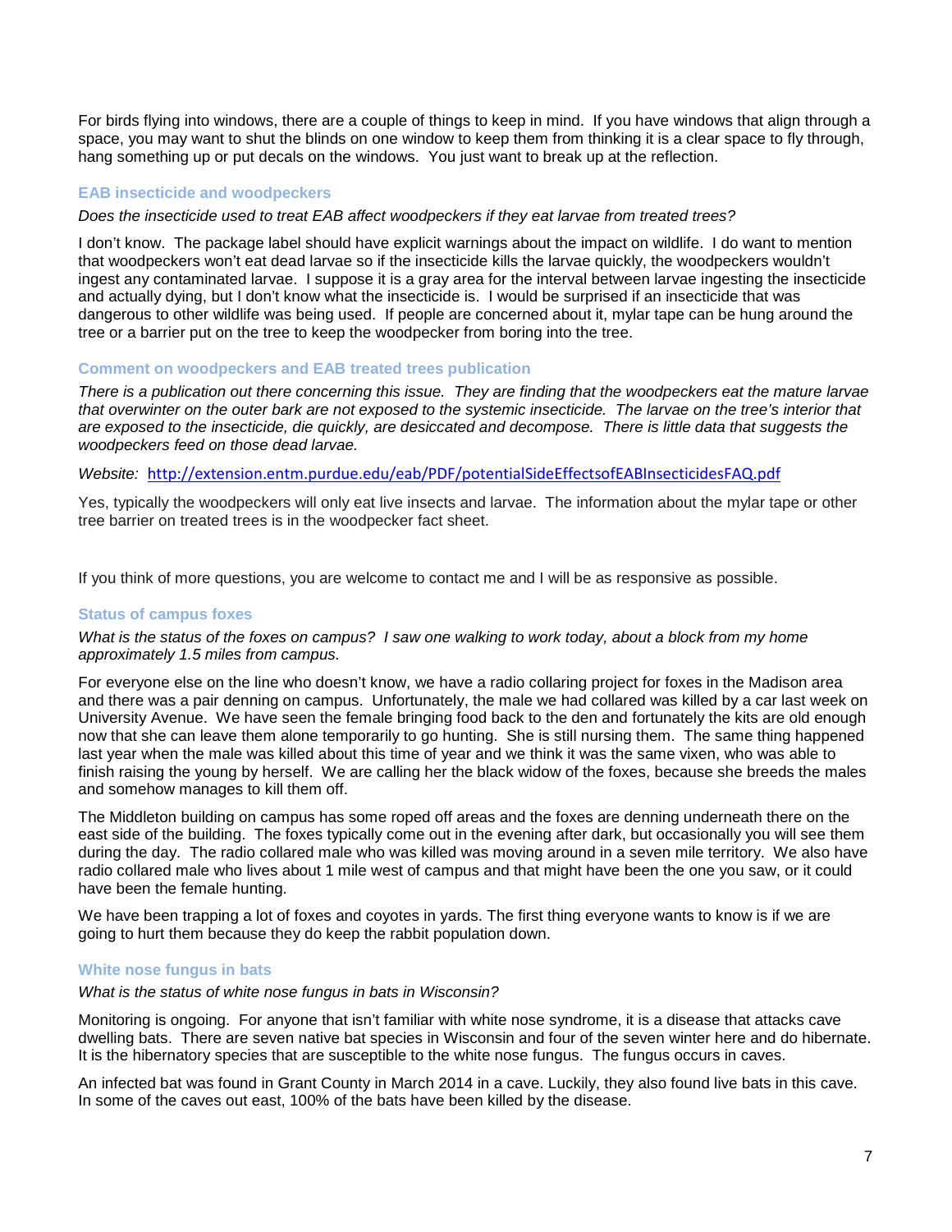For birds flying into windows, there are a couple of things to keep in mind. If you have windows that align through a space, you may want to shut the blinds on one window to keep them from thinking it is a clear space to fly through, hang something up or put decals on the windows. You just want to break up at the reflection.

### EAB insecticide and woodpeckers

*Does the insecticide used to treat EAB affect woodpeckers if they eat larvae from treated trees?*

I don't know. The package label should have explicit warnings about the impact on wildlife. I do want to mention that woodpeckers won't eat dead larvae so if the insecticide kills the larvae quickly, the woodpeckers wouldn't ingest any contaminated larvae. I suppose it is a gray area for the interval between larvae ingesting the insecticide and actually dying, but I don't know what the insecticide is. I would be surprised if an insecticide that was dangerous to other wildlife was being used. If people are concerned about it, mylar tape can be hung around the tree or a barrier put on the tree to keep the woodpecker from boring into the tree.

### Comment on woodpeckers and EAB treated trees publication

*There is a publication out there concerning this issue. They are finding that the woodpeckers eat the mature larvae that overwinter on the outer bark are not exposed to the systemic insecticide. The larvae on the tree's interior that are exposed to the insecticide, die quickly, are desiccated and decompose. There is little data that suggests the woodpeckers feed on those dead larvae.*

*Website:* http://extension.entm.purdue.edu/eab/PDF/potentialSideEffectsofEABInsecticidesFAQ.pdf

Yes, typically the woodpeckers will only eat live insects and larvae. The information about the mylar tape or other tree barrier on treated trees is in the woodpecker fact sheet.

If you think of more questions, you are welcome to contact me and I will be as responsive as possible.

### Status of campus foxes

*What is the status of the foxes on campus? I saw one walking to work today, about a block from my home approximately 1.5 miles from campus.*

For everyone else on the line who doesn't know, we have a radio collaring project for foxes in the Madison area and there was a pair denning on campus. Unfortunately, the male we had collared was killed by a car last week on University Avenue. We have seen the female bringing food back to the den and fortunately the kits are old enough now that she can leave them alone temporarily to go hunting. She is still nursing them. The same thing happened last year when the male was killed about this time of year and we think it was the same vixen, who was able to finish raising the young by herself. We are calling her the black widow of the foxes, because she breeds the males and somehow manages to kill them off.

The Middleton building on campus has some roped off areas and the foxes are denning underneath there on the east side of the building. The foxes typically come out in the evening after dark, but occasionally you will see them during the day. The radio collared male who was killed was moving around in a seven mile territory. We also have radio collared male who lives about 1 mile west of campus and that might have been the one you saw, or it could have been the female hunting.

We have been trapping a lot of foxes and coyotes in yards. The first thing everyone wants to know is if we are going to hurt them because they do keep the rabbit population down.

### White nose fungus in bats

*What is the status of white nose fungus in bats in Wisconsin?*

Monitoring is ongoing. For anyone that isn't familiar with white nose syndrome, it is a disease that attacks cave dwelling bats. There are seven native bat species in Wisconsin and four of the seven winter here and do hibernate. It is the hibernatory species that are susceptible to the white nose fungus. The fungus occurs in caves.

An infected bat was found in Grant County in March 2014 in a cave. Luckily, they also found live bats in this cave. In some of the caves out east, 100% of the bats have been killed by the disease.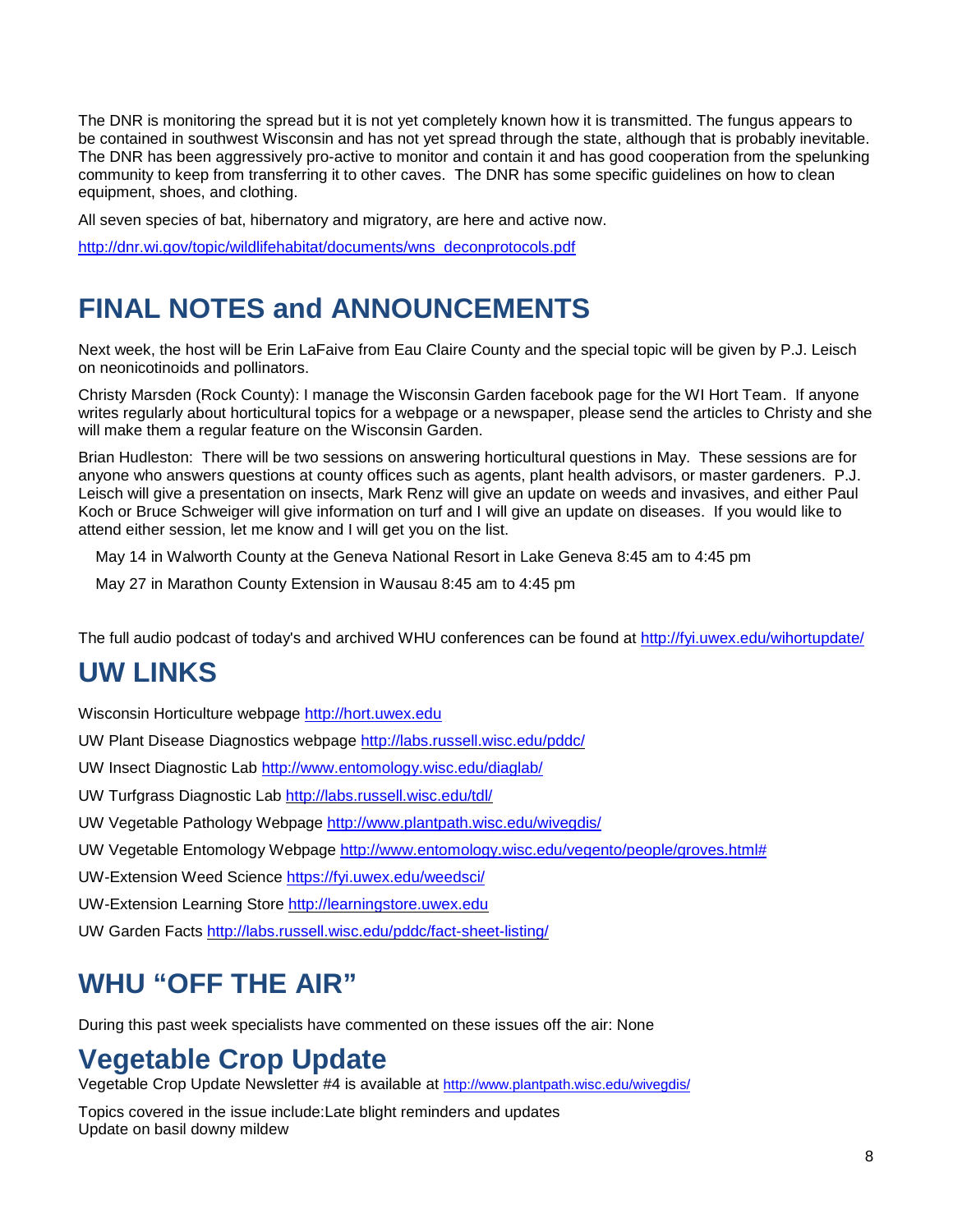The DNR is monitoring the spread but it is not yet completely known how it is transmitted. The fungus appears to be contained in southwest Wisconsin and has not yet spread through the state, although that is probably inevitable. The DNR has been aggressively pro-active to monitor and contain it and has good cooperation from the spelunking community to keep from transferring it to other caves. The DNR has some specific guidelines on how to clean equipment, shoes, and clothing.

All seven species of bat, hibernatory and migratory, are here and active now.

http://dnr.wi.gov/topic/wildlifehabitat/documents/wns_deconprotocols.pdf

# FINAL NOTES and ANNOUNCEMENTS

Next week, the host will be Erin LaFaive from Eau Claire County and the special topic will be given by P.J. Leisch on neonicotinoids and pollinators.

Christy Marsden (Rock County): I manage the Wisconsin Garden facebook page for the WI Hort Team. If anyone writes regularly about horticultural topics for a webpage or a newspaper, please send the articles to Christy and she will make them a regular feature on the Wisconsin Garden.

Brian Hudleston: There will be two sessions on answering horticultural questions in May. These sessions are for anyone who answers questions at county offices such as agents, plant health advisors, or master gardeners. P.J. Leisch will give a presentation on insects, Mark Renz will give an update on weeds and invasives, and either Paul Koch or Bruce Schweiger will give information on turf and I will give an update on diseases. If you would like to attend either session, let me know and I will get you on the list.

May 14 in Walworth County at the Geneva National Resort in Lake Geneva 8:45 am to 4:45 pm

May 27 in Marathon County Extension in Wausau 8:45 am to 4:45 pm

The full audio podcast of today's and archived WHU conferences can be found at http://fyi.uwex.edu/wihortupdate/

# UW LINKS

Wisconsin Horticulture webpage http://hort.uwex.edu

UW Plant Disease Diagnostics webpage http://labs.russell.wisc.edu/pddc/

UW Insect Diagnostic Lab http://www.entomology.wisc.edu/diaglab/

UW Turfgrass Diagnostic Lab http://labs.russell.wisc.edu/tdl/

UW Vegetable Pathology Webpage http://www.plantpath.wisc.edu/wivegdis/

UW Vegetable Entomology Webpage http://www.entomology.wisc.edu/vegento/people/groves.html#

UW-Extension Weed Science https://fyi.uwex.edu/weedsci/

UW-Extension Learning Store http://learningstore.uwex.edu

UW Garden Facts http://labs.russell.wisc.edu/pddc/fact-sheet-listing/

# WHU "OFF THE AIR"

During this past week specialists have commented on these issues off the air: None

# Vegetable Crop Update

Vegetable Crop Update Newsletter #4 is available at http://www.plantpath.wisc.edu/wivegdis/

Topics covered in the issue include:Late blight reminders and updates
Update on basil downy mildew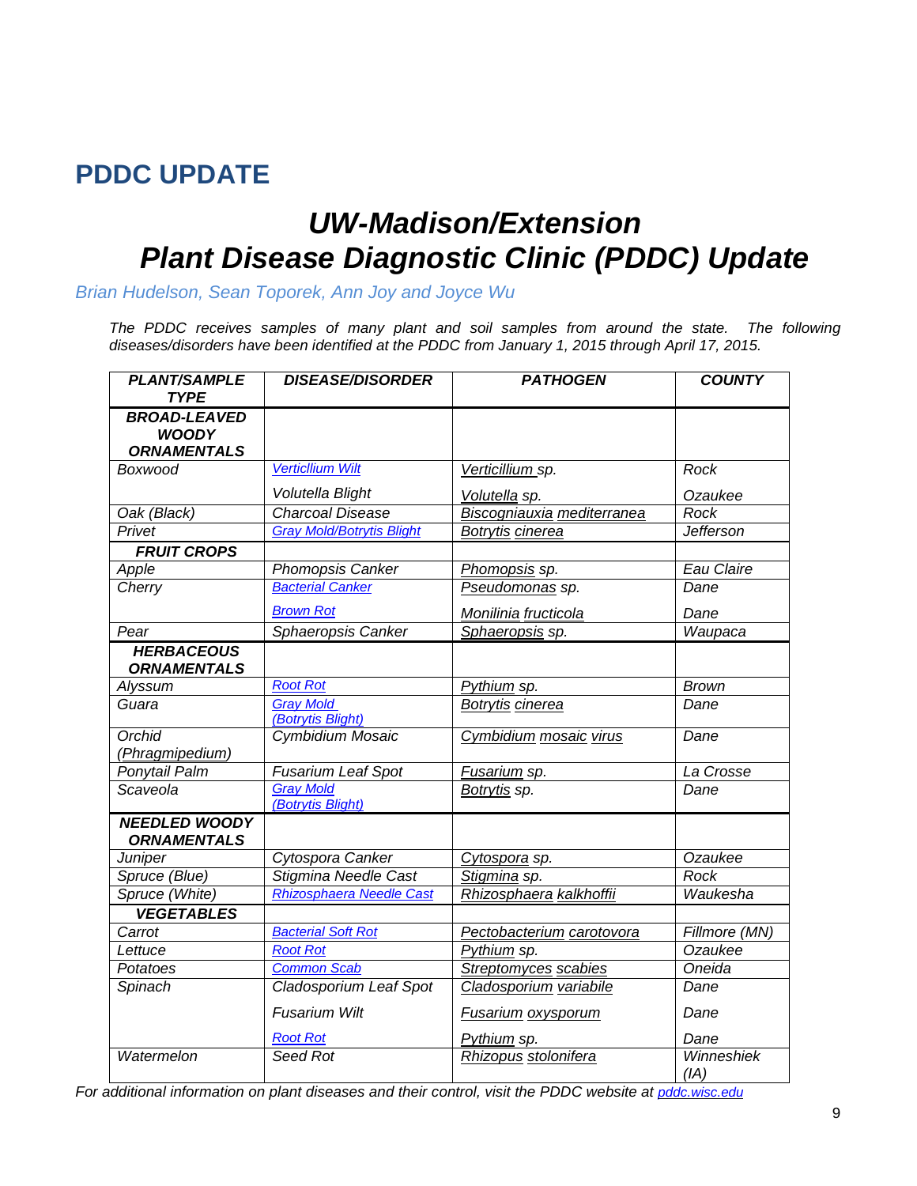## PDDC UPDATE

# *UW-Madison/Extension Plant Disease Diagnostic Clinic (PDDC) Update*

*Brian Hudelson, Sean Toporek, Ann Joy and Joyce Wu*

*The PDDC receives samples of many plant and soil samples from around the state. The following diseases/disorders have been identified at the PDDC from January 1, 2015 through April 17, 2015.*

| PLANT/SAMPLE TYPE | DISEASE/DISORDER | PATHOGEN | COUNTY |
|---|---|---|---|
| **BROAD-LEAVED WOODY ORNAMENTALS** | | | |
| Boxwood | Verticllium Wilt | Verticillium sp. | Rock |
| | Volutella Blight | Volutella sp. | Ozaukee |
| Oak (Black) | Charcoal Disease | Biscogniauxia mediterranea | Rock |
| Privet | Gray Mold/Botrytis Blight | Botrytis cinerea | Jefferson |
| **FRUIT CROPS** | | | |
| Apple | Phomopsis Canker | Phomopsis sp. | Eau Claire |
| Cherry | Bacterial Canker | Pseudomonas sp. | Dane |
| | Brown Rot | Monilinia fructicola | Dane |
| Pear | Sphaeropsis Canker | Sphaeropsis sp. | Waupaca |
| **HERBACEOUS ORNAMENTALS** | | | |
| Alyssum | Root Rot | Pythium sp. | Brown |
| Guara | Gray Mold (Botrytis Blight) | Botrytis cinerea | Dane |
| Orchid (Phragmipedium) | Cymbidium Mosaic | Cymbidium mosaic virus | Dane |
| Ponytail Palm | Fusarium Leaf Spot | Fusarium sp. | La Crosse |
| Scaveola | Gray Mold (Botrytis Blight) | Botrytis sp. | Dane |
| **NEEDLED WOODY ORNAMENTALS** | | | |
| Juniper | Cytospora Canker | Cytospora sp. | Ozaukee |
| Spruce (Blue) | Stigmina Needle Cast | Stigmina sp. | Rock |
| Spruce (White) | Rhizosphaera Needle Cast | Rhizosphaera kalkhoffii | Waukesha |
| **VEGETABLES** | | | |
| Carrot | Bacterial Soft Rot | Pectobacterium carotovora | Fillmore (MN) |
| Lettuce | Root Rot | Pythium sp. | Ozaukee |
| Potatoes | Common Scab | Streptomyces scabies | Oneida |
| Spinach | Cladosporium Leaf Spot | Cladosporium variabile | Dane |
| | Fusarium Wilt | Fusarium oxysporum | Dane |
| | Root Rot | Pythium sp. | Dane |
| Watermelon | Seed Rot | Rhizopus stolonifera | Winneshiek (IA) |

*For additional information on plant diseases and their control, visit the PDDC website at pddc.wisc.edu*